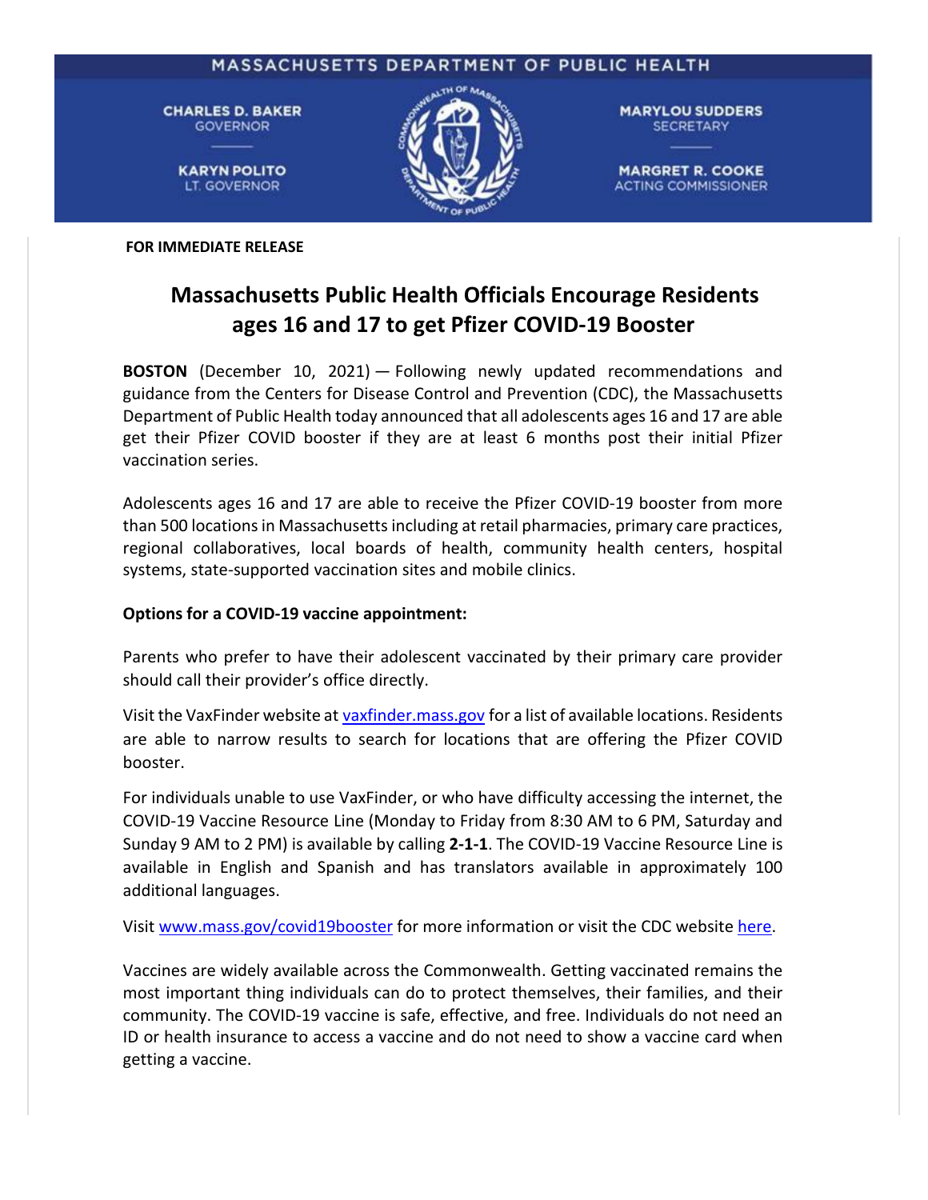MASSACHUSETTS DEPARTMENT OF PUBLIC HEALTH

**CHARLES D. BAKER**
GOVERNOR

**KARYN POLITO**
LT. GOVERNOR

**MARYLOU SUDDERS**
SECRETARY

**MARGRET R. COOKE**
ACTING COMMISSIONER

**FOR IMMEDIATE RELEASE**

# Massachusetts Public Health Officials Encourage Residents ages 16 and 17 to get Pfizer COVID-19 Booster

**BOSTON** (December 10, 2021) — Following newly updated recommendations and guidance from the Centers for Disease Control and Prevention (CDC), the Massachusetts Department of Public Health today announced that all adolescents ages 16 and 17 are able get their Pfizer COVID booster if they are at least 6 months post their initial Pfizer vaccination series.

Adolescents ages 16 and 17 are able to receive the Pfizer COVID-19 booster from more than 500 locations in Massachusetts including at retail pharmacies, primary care practices, regional collaboratives, local boards of health, community health centers, hospital systems, state-supported vaccination sites and mobile clinics.

**Options for a COVID-19 vaccine appointment:**

Parents who prefer to have their adolescent vaccinated by their primary care provider should call their provider's office directly.

Visit the VaxFinder website at [vaxfinder.mass.gov](vaxfinder.mass.gov) for a list of available locations. Residents are able to narrow results to search for locations that are offering the Pfizer COVID booster.

For individuals unable to use VaxFinder, or who have difficulty accessing the internet, the COVID-19 Vaccine Resource Line (Monday to Friday from 8:30 AM to 6 PM, Saturday and Sunday 9 AM to 2 PM) is available by calling **2-1-1**. The COVID-19 Vaccine Resource Line is available in English and Spanish and has translators available in approximately 100 additional languages.

Visit [www.mass.gov/covid19booster](www.mass.gov/covid19booster) for more information or visit the CDC website here.

Vaccines are widely available across the Commonwealth. Getting vaccinated remains the most important thing individuals can do to protect themselves, their families, and their community. The COVID-19 vaccine is safe, effective, and free. Individuals do not need an ID or health insurance to access a vaccine and do not need to show a vaccine card when getting a vaccine.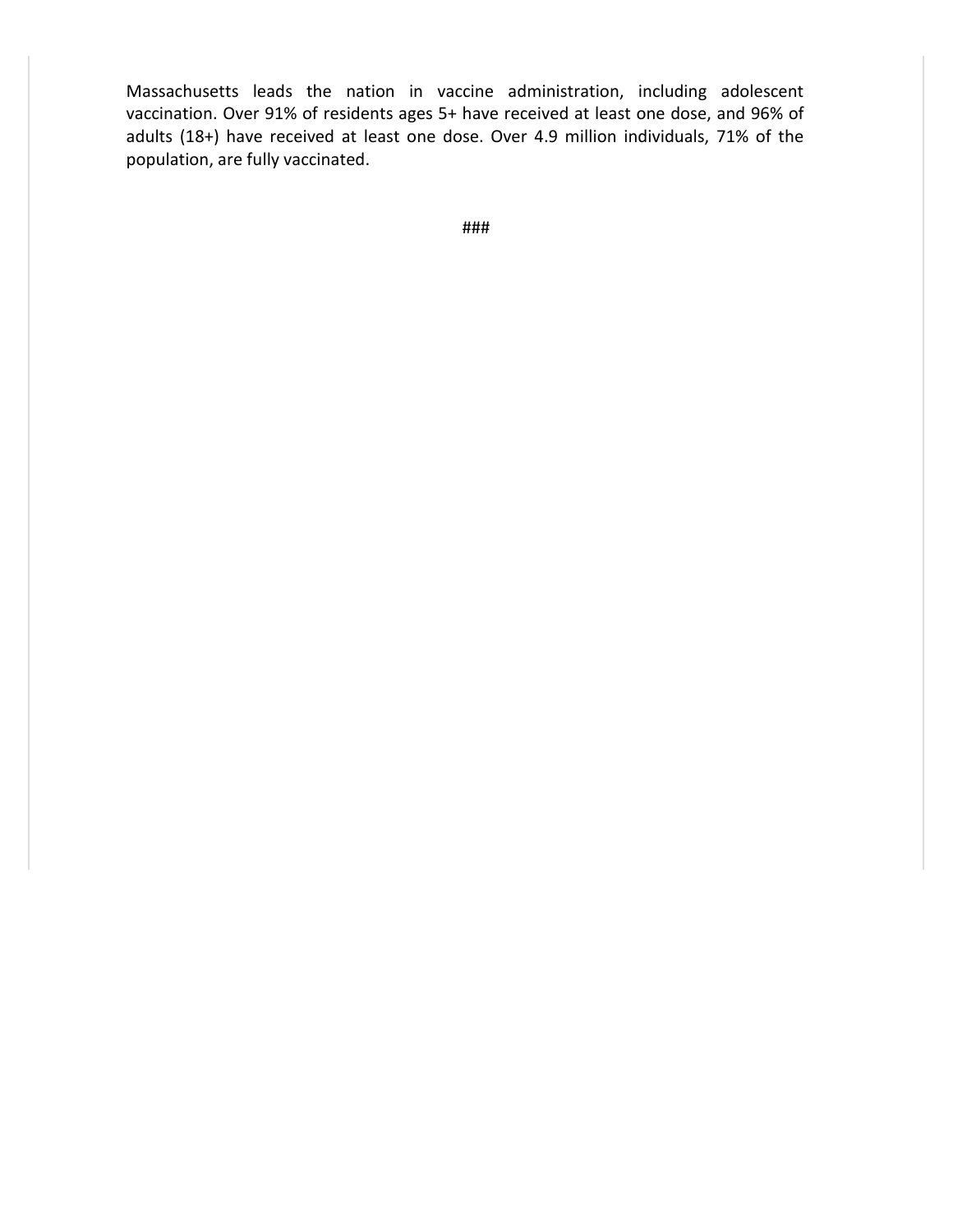Massachusetts leads the nation in vaccine administration, including adolescent vaccination. Over 91% of residents ages 5+ have received at least one dose, and 96% of adults (18+) have received at least one dose. Over 4.9 million individuals, 71% of the population, are fully vaccinated.

###